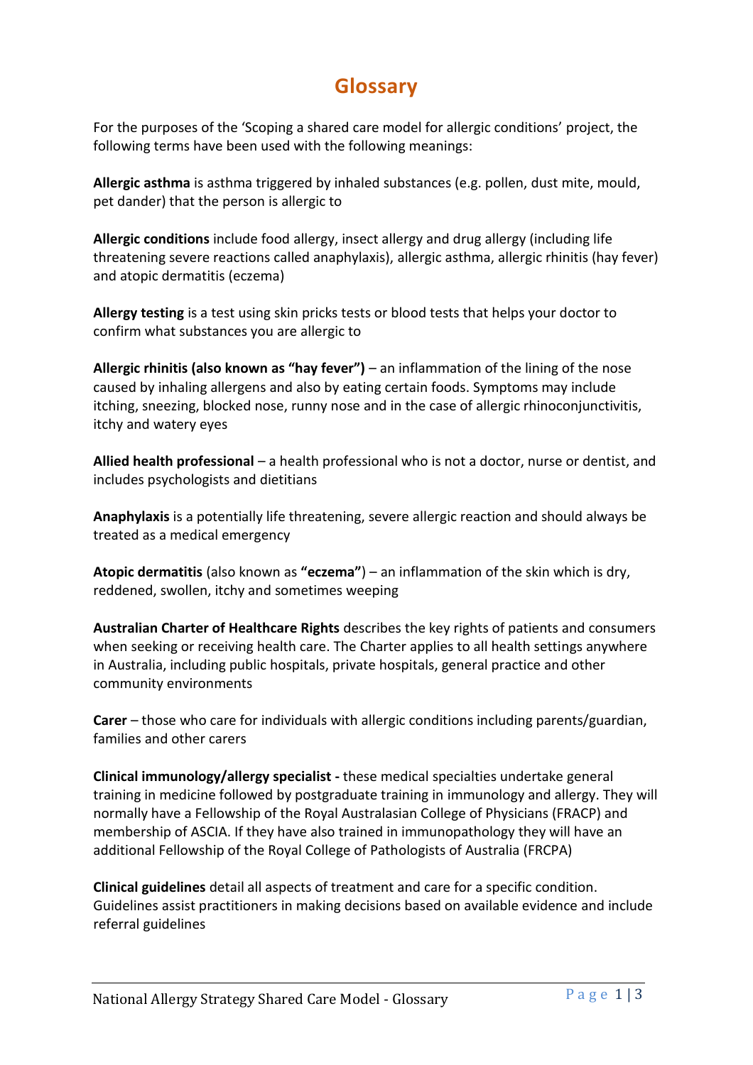# Glossary

For the purposes of the 'Scoping a shared care model for allergic conditions' project, the following terms have been used with the following meanings:

**Allergic asthma** is asthma triggered by inhaled substances (e.g. pollen, dust mite, mould, pet dander) that the person is allergic to

**Allergic conditions** include food allergy, insect allergy and drug allergy (including life threatening severe reactions called anaphylaxis), allergic asthma, allergic rhinitis (hay fever) and atopic dermatitis (eczema)

**Allergy testing** is a test using skin pricks tests or blood tests that helps your doctor to confirm what substances you are allergic to

**Allergic rhinitis (also known as "hay fever")** – an inflammation of the lining of the nose caused by inhaling allergens and also by eating certain foods. Symptoms may include itching, sneezing, blocked nose, runny nose and in the case of allergic rhinoconjunctivitis, itchy and watery eyes

**Allied health professional** – a health professional who is not a doctor, nurse or dentist, and includes psychologists and dietitians

**Anaphylaxis** is a potentially life threatening, severe allergic reaction and should always be treated as a medical emergency

**Atopic dermatitis** (also known as **"eczema"**) – an inflammation of the skin which is dry, reddened, swollen, itchy and sometimes weeping

**Australian Charter of Healthcare Rights** describes the key rights of patients and consumers when seeking or receiving health care. The Charter applies to all health settings anywhere in Australia, including public hospitals, private hospitals, general practice and other community environments

**Carer** – those who care for individuals with allergic conditions including parents/guardian, families and other carers

**Clinical immunology/allergy specialist -** these medical specialties undertake general training in medicine followed by postgraduate training in immunology and allergy. They will normally have a Fellowship of the Royal Australasian College of Physicians (FRACP) and membership of ASCIA. If they have also trained in immunopathology they will have an additional Fellowship of the Royal College of Pathologists of Australia (FRCPA)

**Clinical guidelines** detail all aspects of treatment and care for a specific condition. Guidelines assist practitioners in making decisions based on available evidence and include referral guidelines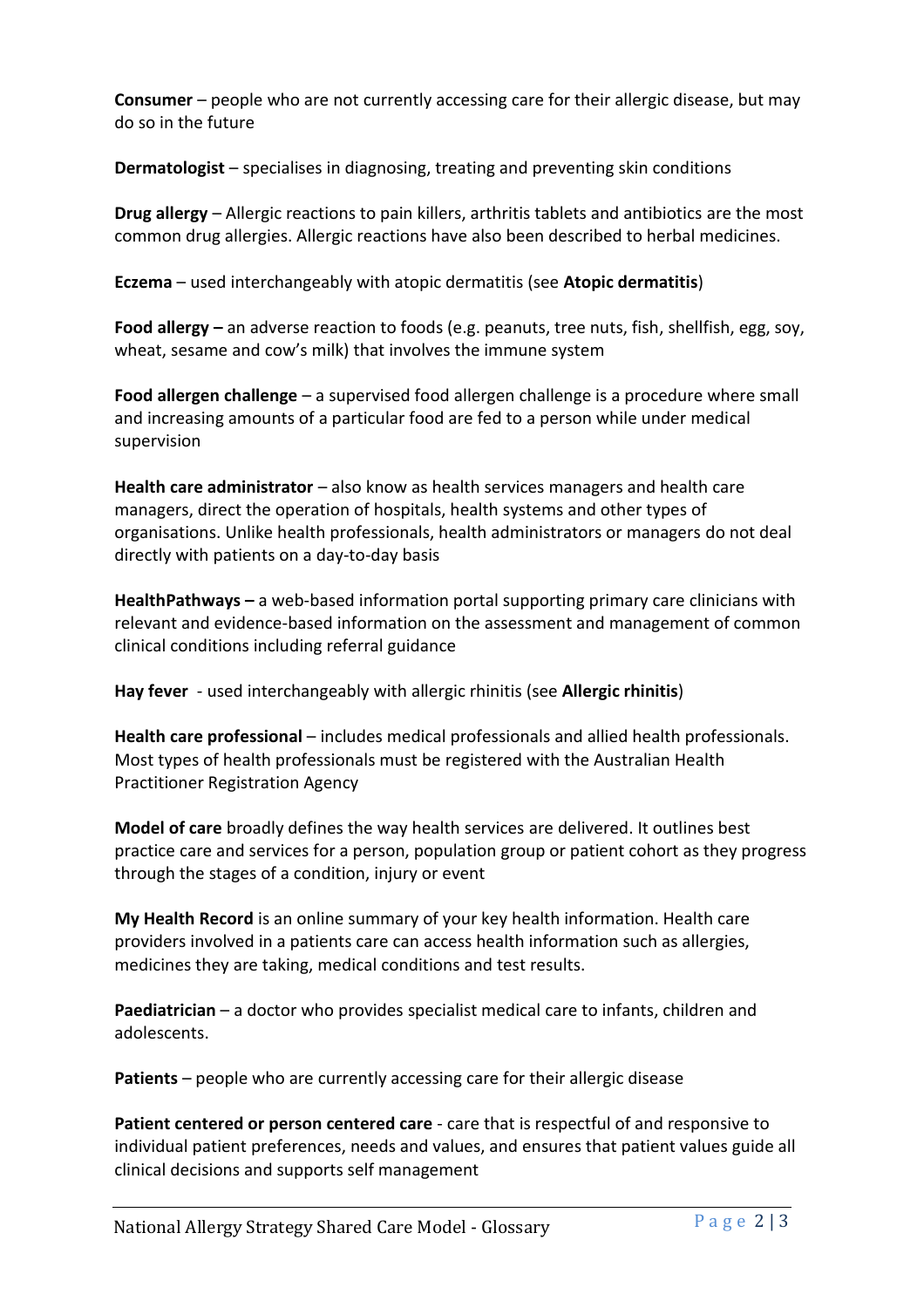**Consumer** – people who are not currently accessing care for their allergic disease, but may do so in the future

**Dermatologist** – specialises in diagnosing, treating and preventing skin conditions

**Drug allergy** – Allergic reactions to pain killers, arthritis tablets and antibiotics are the most common drug allergies. Allergic reactions have also been described to herbal medicines.

**Eczema** – used interchangeably with atopic dermatitis (see **Atopic dermatitis**)

**Food allergy –** an adverse reaction to foods (e.g. peanuts, tree nuts, fish, shellfish, egg, soy, wheat, sesame and cow's milk) that involves the immune system

**Food allergen challenge** – a supervised food allergen challenge is a procedure where small and increasing amounts of a particular food are fed to a person while under medical supervision

**Health care administrator** – also know as health services managers and health care managers, direct the operation of hospitals, health systems and other types of organisations. Unlike health professionals, health administrators or managers do not deal directly with patients on a day-to-day basis

**HealthPathways –** a web-based information portal supporting primary care clinicians with relevant and evidence-based information on the assessment and management of common clinical conditions including referral guidance

**Hay fever** - used interchangeably with allergic rhinitis (see **Allergic rhinitis**)

**Health care professional** – includes medical professionals and allied health professionals. Most types of health professionals must be registered with the Australian Health Practitioner Registration Agency

**Model of care** broadly defines the way health services are delivered. It outlines best practice care and services for a person, population group or patient cohort as they progress through the stages of a condition, injury or event

**My Health Record** is an online summary of your key health information. Health care providers involved in a patients care can access health information such as allergies, medicines they are taking, medical conditions and test results.

**Paediatrician** – a doctor who provides specialist medical care to infants, children and adolescents.

**Patients** – people who are currently accessing care for their allergic disease

**Patient centered or person centered care** - care that is respectful of and responsive to individual patient preferences, needs and values, and ensures that patient values guide all clinical decisions and supports self management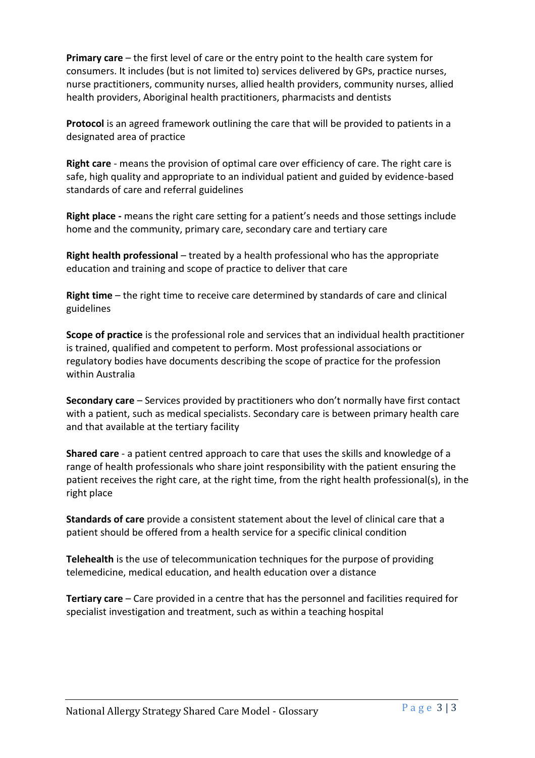**Primary care** – the first level of care or the entry point to the health care system for consumers. It includes (but is not limited to) services delivered by GPs, practice nurses, nurse practitioners, community nurses, allied health providers, community nurses, allied health providers, Aboriginal health practitioners, pharmacists and dentists

**Protocol** is an agreed framework outlining the care that will be provided to patients in a designated area of practice

**Right care** - means the provision of optimal care over efficiency of care. The right care is safe, high quality and appropriate to an individual patient and guided by evidence-based standards of care and referral guidelines

**Right place -** means the right care setting for a patient's needs and those settings include home and the community, primary care, secondary care and tertiary care

**Right health professional** – treated by a health professional who has the appropriate education and training and scope of practice to deliver that care

**Right time** – the right time to receive care determined by standards of care and clinical guidelines

**Scope of practice** is the professional role and services that an individual health practitioner is trained, qualified and competent to perform. Most professional associations or regulatory bodies have documents describing the scope of practice for the profession within Australia

**Secondary care** – Services provided by practitioners who don't normally have first contact with a patient, such as medical specialists. Secondary care is between primary health care and that available at the tertiary facility

**Shared care** - a patient centred approach to care that uses the skills and knowledge of a range of health professionals who share joint responsibility with the patient ensuring the patient receives the right care, at the right time, from the right health professional(s), in the right place

**Standards of care** provide a consistent statement about the level of clinical care that a patient should be offered from a health service for a specific clinical condition

**Telehealth** is the use of telecommunication techniques for the purpose of providing telemedicine, medical education, and health education over a distance

**Tertiary care** – Care provided in a centre that has the personnel and facilities required for specialist investigation and treatment, such as within a teaching hospital